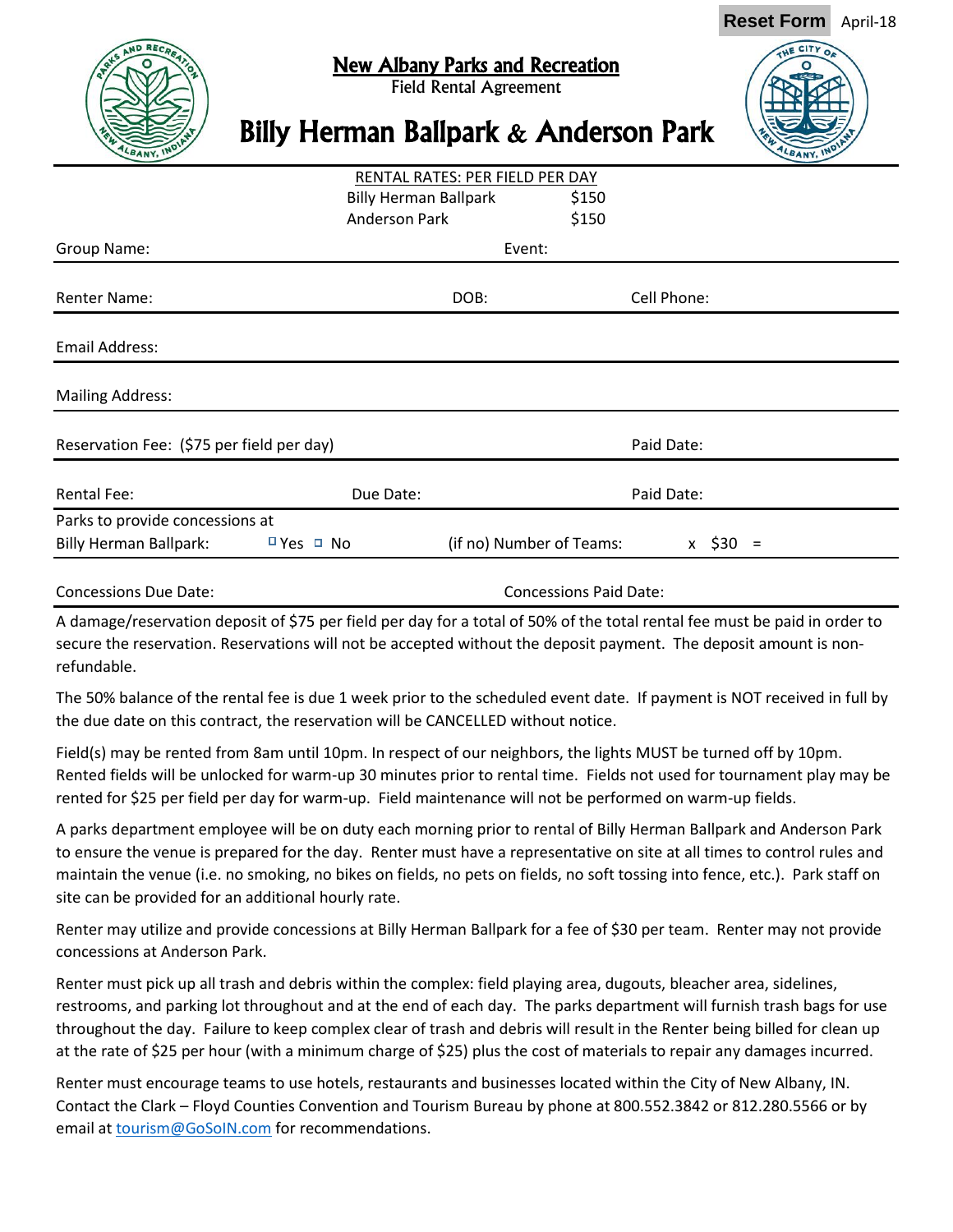Reset Form April-18

# New Albany Parks and Recreation

Field Rental Agreement

# Billy Herman Ballpark & Anderson Park

RENTAL RATES: PER FIELD PER DAY

| | |
|---|---|
| Billy Herman Ballpark | $150 |
| Anderson Park | $150 |

Group Name: Event:

Renter Name: DOB: Cell Phone:

Email Address:

Mailing Address:

Reservation Fee: ($75 per field per day) Paid Date:

Rental Fee: Due Date: Paid Date:

Parks to provide concessions at Billy Herman Ballpark: ☐ Yes ☐ No (if no) Number of Teams: x $30 =

Concessions Due Date: Concessions Paid Date:

A damage/reservation deposit of $75 per field per day for a total of 50% of the total rental fee must be paid in order to secure the reservation. Reservations will not be accepted without the deposit payment. The deposit amount is non-refundable.

The 50% balance of the rental fee is due 1 week prior to the scheduled event date. If payment is NOT received in full by the due date on this contract, the reservation will be CANCELLED without notice.

Field(s) may be rented from 8am until 10pm. In respect of our neighbors, the lights MUST be turned off by 10pm. Rented fields will be unlocked for warm-up 30 minutes prior to rental time. Fields not used for tournament play may be rented for $25 per field per day for warm-up. Field maintenance will not be performed on warm-up fields.

A parks department employee will be on duty each morning prior to rental of Billy Herman Ballpark and Anderson Park to ensure the venue is prepared for the day. Renter must have a representative on site at all times to control rules and maintain the venue (i.e. no smoking, no bikes on fields, no pets on fields, no soft tossing into fence, etc.). Park staff on site can be provided for an additional hourly rate.

Renter may utilize and provide concessions at Billy Herman Ballpark for a fee of $30 per team. Renter may not provide concessions at Anderson Park.

Renter must pick up all trash and debris within the complex: field playing area, dugouts, bleacher area, sidelines, restrooms, and parking lot throughout and at the end of each day. The parks department will furnish trash bags for use throughout the day. Failure to keep complex clear of trash and debris will result in the Renter being billed for clean up at the rate of $25 per hour (with a minimum charge of $25) plus the cost of materials to repair any damages incurred.

Renter must encourage teams to use hotels, restaurants and businesses located within the City of New Albany, IN. Contact the Clark – Floyd Counties Convention and Tourism Bureau by phone at 800.552.3842 or 812.280.5566 or by email at tourism@GoSoIN.com for recommendations.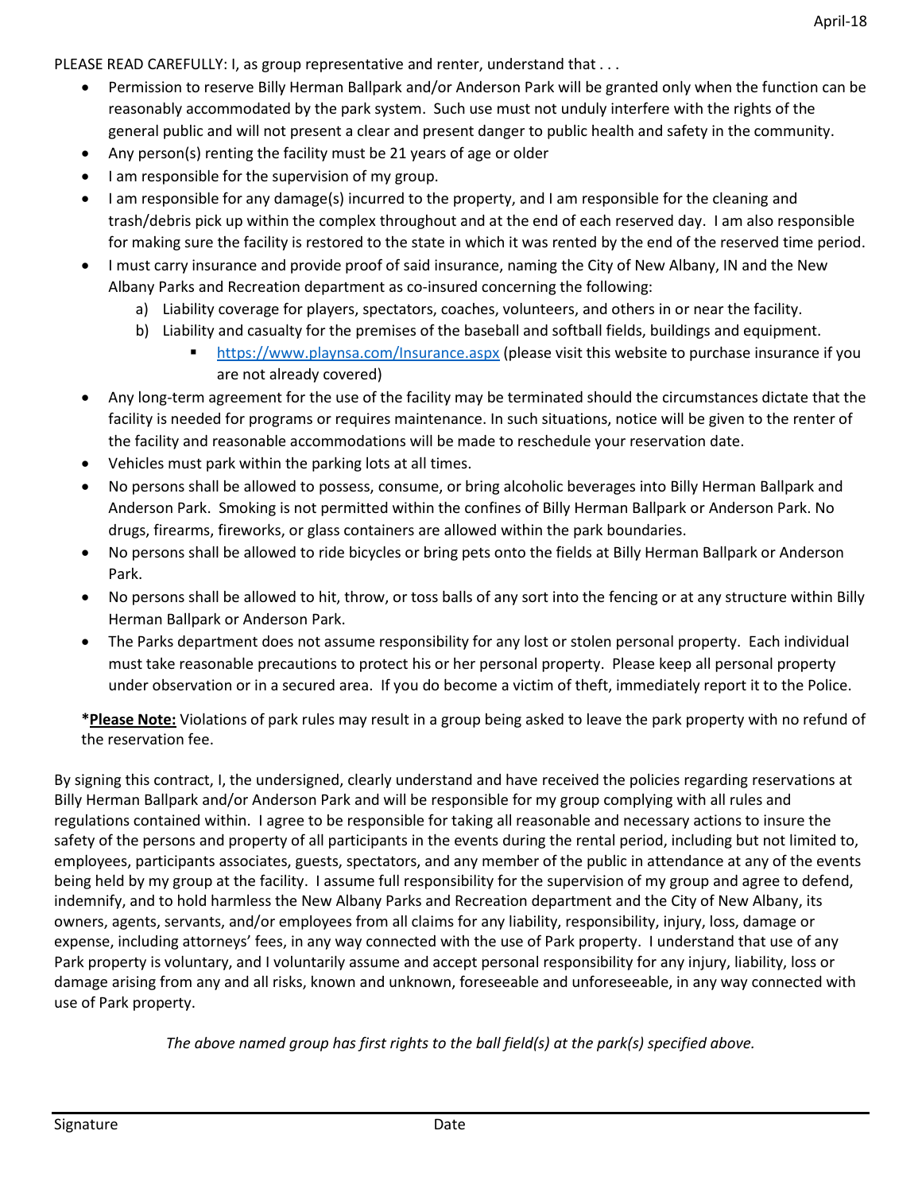PLEASE READ CAREFULLY: I, as group representative and renter, understand that . . .

- Permission to reserve Billy Herman Ballpark and/or Anderson Park will be granted only when the function can be reasonably accommodated by the park system. Such use must not unduly interfere with the rights of the general public and will not present a clear and present danger to public health and safety in the community.
- Any person(s) renting the facility must be 21 years of age or older
- I am responsible for the supervision of my group.
- I am responsible for any damage(s) incurred to the property, and I am responsible for the cleaning and trash/debris pick up within the complex throughout and at the end of each reserved day. I am also responsible for making sure the facility is restored to the state in which it was rented by the end of the reserved time period.
- I must carry insurance and provide proof of said insurance, naming the City of New Albany, IN and the New Albany Parks and Recreation department as co-insured concerning the following:
    a) Liability coverage for players, spectators, coaches, volunteers, and others in or near the facility.
    b) Liability and casualty for the premises of the baseball and softball fields, buildings and equipment.
        - https://www.playnsa.com/Insurance.aspx (please visit this website to purchase insurance if you are not already covered)
- Any long-term agreement for the use of the facility may be terminated should the circumstances dictate that the facility is needed for programs or requires maintenance. In such situations, notice will be given to the renter of the facility and reasonable accommodations will be made to reschedule your reservation date.
- Vehicles must park within the parking lots at all times.
- No persons shall be allowed to possess, consume, or bring alcoholic beverages into Billy Herman Ballpark and Anderson Park. Smoking is not permitted within the confines of Billy Herman Ballpark or Anderson Park. No drugs, firearms, fireworks, or glass containers are allowed within the park boundaries.
- No persons shall be allowed to ride bicycles or bring pets onto the fields at Billy Herman Ballpark or Anderson Park.
- No persons shall be allowed to hit, throw, or toss balls of any sort into the fencing or at any structure within Billy Herman Ballpark or Anderson Park.
- The Parks department does not assume responsibility for any lost or stolen personal property. Each individual must take reasonable precautions to protect his or her personal property. Please keep all personal property under observation or in a secured area. If you do become a victim of theft, immediately report it to the Police.

***Please Note:** Violations of park rules may result in a group being asked to leave the park property with no refund of the reservation fee.

By signing this contract, I, the undersigned, clearly understand and have received the policies regarding reservations at Billy Herman Ballpark and/or Anderson Park and will be responsible for my group complying with all rules and regulations contained within. I agree to be responsible for taking all reasonable and necessary actions to insure the safety of the persons and property of all participants in the events during the rental period, including but not limited to, employees, participants associates, guests, spectators, and any member of the public in attendance at any of the events being held by my group at the facility. I assume full responsibility for the supervision of my group and agree to defend, indemnify, and to hold harmless the New Albany Parks and Recreation department and the City of New Albany, its owners, agents, servants, and/or employees from all claims for any liability, responsibility, injury, loss, damage or expense, including attorneys' fees, in any way connected with the use of Park property. I understand that use of any Park property is voluntary, and I voluntarily assume and accept personal responsibility for any injury, liability, loss or damage arising from any and all risks, known and unknown, foreseeable and unforeseeable, in any way connected with use of Park property.

*The above named group has first rights to the ball field(s) at the park(s) specified above.*

Signature　　　　　　　　　　　　　　　　Date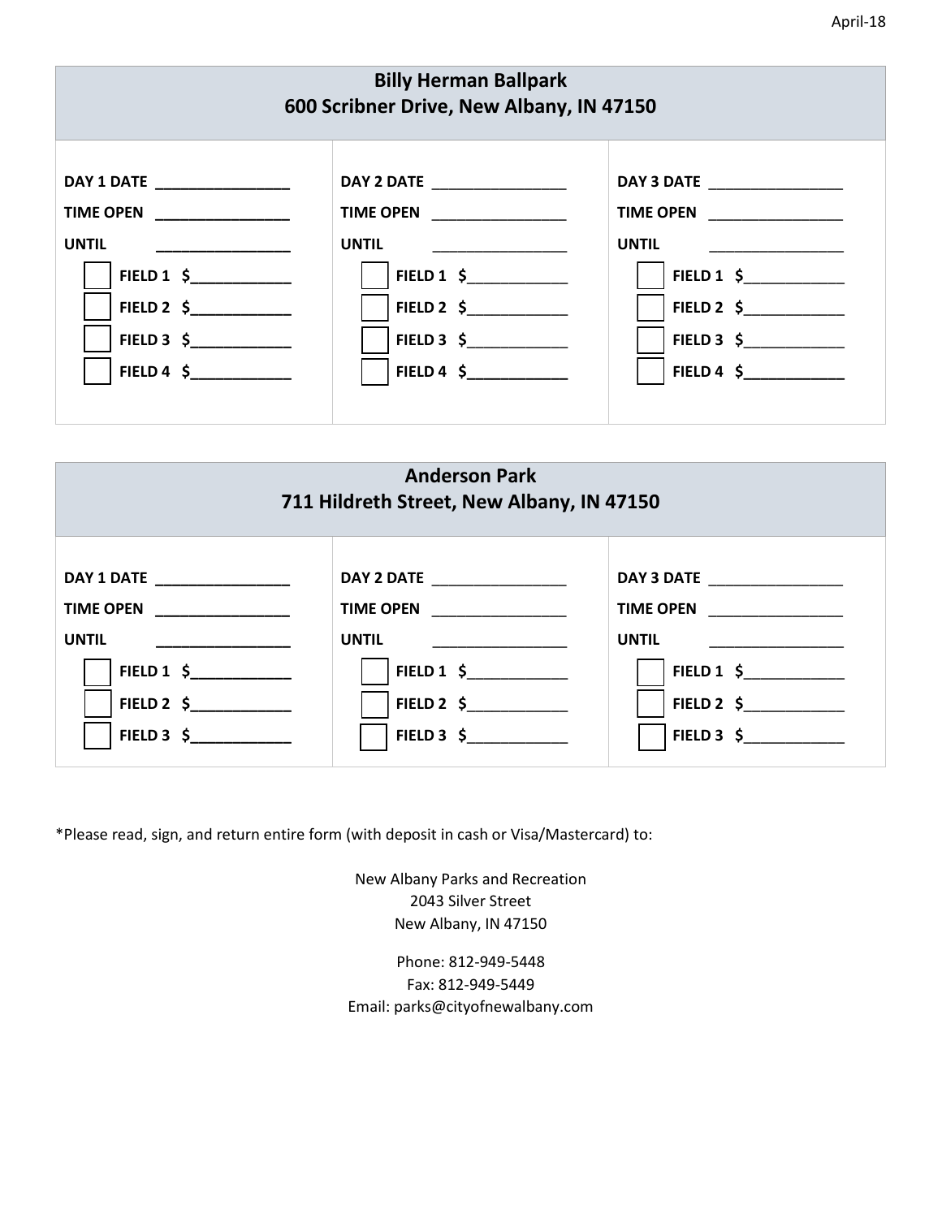April-18

## Billy Herman Ballpark
## 600 Scribner Drive, New Albany, IN 47150

| | | |
|---|---|---|
| DAY 1 DATE ________________ | DAY 2 DATE ________________ | DAY 3 DATE ________________ |
| TIME OPEN ________________ | TIME OPEN ________________ | TIME OPEN ________________ |
| UNTIL ________________ | UNTIL ________________ | UNTIL ________________ |
| ☐ FIELD 1 $____________ | ☐ FIELD 1 $____________ | ☐ FIELD 1 $____________ |
| ☐ FIELD 2 $____________ | ☐ FIELD 2 $____________ | ☐ FIELD 2 $____________ |
| ☐ FIELD 3 $____________ | ☐ FIELD 3 $____________ | ☐ FIELD 3 $____________ |
| ☐ FIELD 4 $____________ | ☐ FIELD 4 $____________ | ☐ FIELD 4 $____________ |

## Anderson Park
## 711 Hildreth Street, New Albany, IN 47150

| | | |
|---|---|---|
| DAY 1 DATE ________________ | DAY 2 DATE ________________ | DAY 3 DATE ________________ |
| TIME OPEN ________________ | TIME OPEN ________________ | TIME OPEN ________________ |
| UNTIL ________________ | UNTIL ________________ | UNTIL ________________ |
| ☐ FIELD 1 $____________ | ☐ FIELD 1 $____________ | ☐ FIELD 1 $____________ |
| ☐ FIELD 2 $____________ | ☐ FIELD 2 $____________ | ☐ FIELD 2 $____________ |
| ☐ FIELD 3 $____________ | ☐ FIELD 3 $____________ | ☐ FIELD 3 $____________ |

*Please read, sign, and return entire form (with deposit in cash or Visa/Mastercard) to:

New Albany Parks and Recreation
2043 Silver Street
New Albany, IN 47150

Phone: 812-949-5448
Fax: 812-949-5449
Email: parks@cityofnewalbany.com